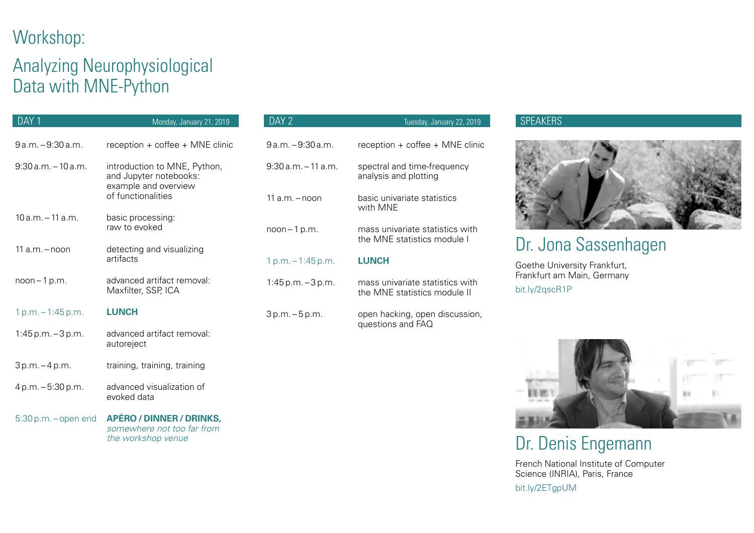# Workshop:

## Analyzing Neurophysiological Data with MNE-Python

### DAY 1 — Monday, January 21, 2019

| Time | Session |
|---|---|
| 9 a.m. – 9:30 a.m. | reception + coffee + MNE clinic |
| 9:30 a.m. – 10 a.m. | introduction to MNE, Python, and Jupyter notebooks: example and overview of functionalities |
| 10 a.m. – 11 a.m. | basic processing: raw to evoked |
| 11 a.m. – noon | detecting and visualizing artifacts |
| noon – 1 p.m. | advanced artifact removal: Maxfilter, SSP, ICA |
| 1 p.m. – 1:45 p.m. | **LUNCH** |
| 1:45 p.m. – 3 p.m. | advanced artifact removal: autoreject |
| 3 p.m. – 4 p.m. | training, training, training |
| 4 p.m. – 5:30 p.m. | advanced visualization of evoked data |
| 5:30 p.m. – open end | **APÉRO / DINNER / DRINKS,** *somewhere not too far from the workshop venue* |

### DAY 2 — Tuesday, January 22, 2019

| Time | Session |
|---|---|
| 9 a.m. – 9:30 a.m. | reception + coffee + MNE clinic |
| 9:30 a.m. – 11 a.m. | spectral and time-frequency analysis and plotting |
| 11 a.m. – noon | basic univariate statistics with MNE |
| noon – 1 p.m. | mass univariate statistics with the MNE statistics module I |
| 1 p.m. – 1:45 p.m. | **LUNCH** |
| 1:45 p.m. – 3 p.m. | mass univariate statistics with the MNE statistics module II |
| 3 p.m. – 5 p.m. | open hacking, open discussion, questions and FAQ |

### SPEAKERS

#### Dr. Jona Sassenhagen

Goethe University Frankfurt, Frankfurt am Main, Germany

bit.ly/2qscR1P

#### Dr. Denis Engemann

French National Institute of Computer Science (INRIA), Paris, France

bit.ly/2ETgpUM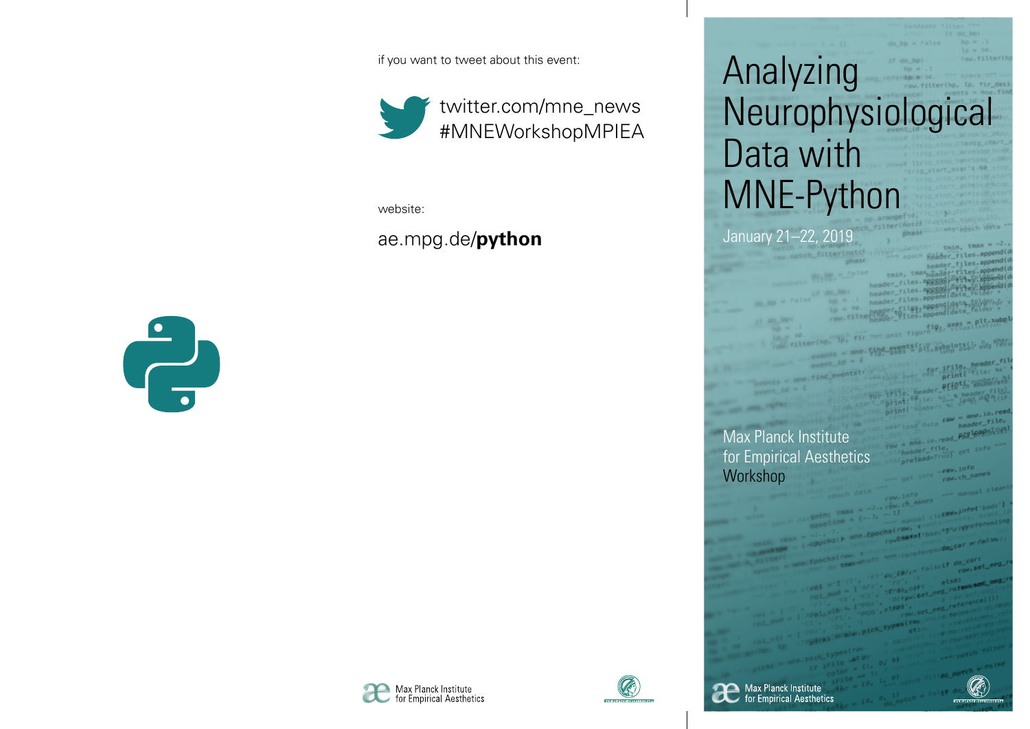if you want to tweet about this event:

twitter.com/mne_news
#MNEWorkshopMPIEA

website:

ae.mpg.de/**python**

Max Planck Institute
for Empirical Aesthetics

# Analyzing Neurophysiological Data with MNE-Python

January 21–22, 2019

Max Planck Institute
for Empirical Aesthetics
Workshop

Max Planck Institute
for Empirical Aesthetics